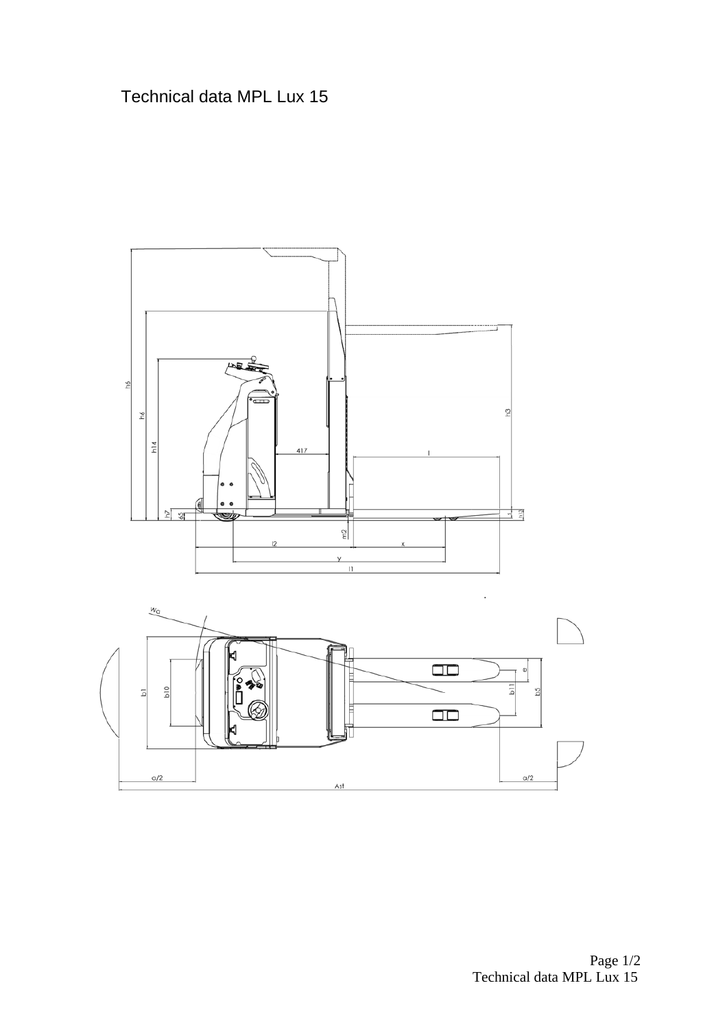# Technical data MPL Lux 15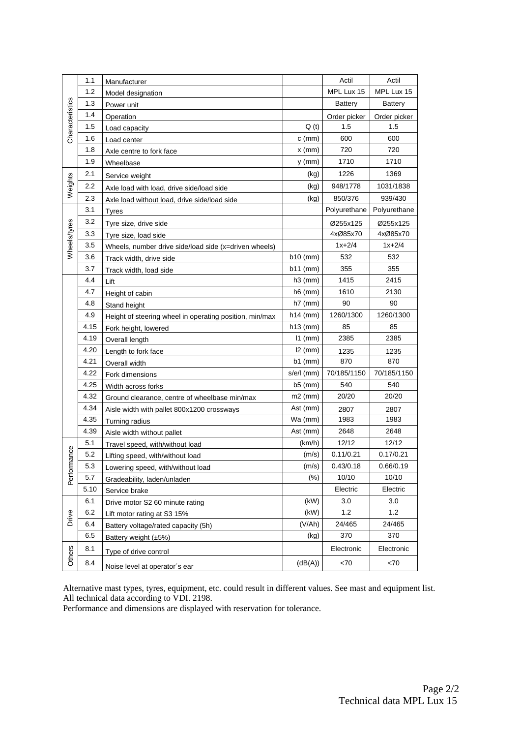| | | | | | |
|---|---|---|---|---|---|
| Characteristics | 1.1 | Manufacturer | | Actil | Actil |
| | 1.2 | Model designation | | MPL Lux 15 | MPL Lux 15 |
| | 1.3 | Power unit | | Battery | Battery |
| | 1.4 | Operation | | Order picker | Order picker |
| | 1.5 | Load capacity | Q (t) | 1.5 | 1.5 |
| | 1.6 | Load center | c (mm) | 600 | 600 |
| | 1.8 | Axle centre to fork face | x (mm) | 720 | 720 |
| | 1.9 | Wheelbase | y (mm) | 1710 | 1710 |
| Weights | 2.1 | Service weight | (kg) | 1226 | 1369 |
| | 2.2 | Axle load with load, drive side/load side | (kg) | 948/1778 | 1031/1838 |
| | 2.3 | Axle load without load, drive side/load side | (kg) | 850/376 | 939/430 |
| Wheels/tyres | 3.1 | Tyres | | Polyurethane | Polyurethane |
| | 3.2 | Tyre size, drive side | | Ø255x125 | Ø255x125 |
| | 3.3 | Tyre size, load side | | 4xØ85x70 | 4xØ85x70 |
| | 3.5 | Wheels, number drive side/load side (x=driven wheels) | | 1x+2/4 | 1x+2/4 |
| | 3.6 | Track width, drive side | b10 (mm) | 532 | 532 |
| | 3.7 | Track width, load side | b11 (mm) | 355 | 355 |
| | 4.4 | Lift | h3 (mm) | 1415 | 2415 |
| | 4.7 | Height of cabin | h6 (mm) | 1610 | 2130 |
| | 4.8 | Stand height | h7 (mm) | 90 | 90 |
| | 4.9 | Height of steering wheel in operating position, min/max | h14 (mm) | 1260/1300 | 1260/1300 |
| | 4.15 | Fork height, lowered | h13 (mm) | 85 | 85 |
| | 4.19 | Overall length | l1 (mm) | 2385 | 2385 |
| | 4.20 | Length to fork face | l2 (mm) | 1235 | 1235 |
| | 4.21 | Overall width | b1 (mm) | 870 | 870 |
| | 4.22 | Fork dimensions | s/e/l (mm) | 70/185/1150 | 70/185/1150 |
| | 4.25 | Width across forks | b5 (mm) | 540 | 540 |
| | 4.32 | Ground clearance, centre of wheelbase min/max | m2 (mm) | 20/20 | 20/20 |
| | 4.34 | Aisle width with pallet 800x1200 crossways | Ast (mm) | 2807 | 2807 |
| | 4.35 | Turning radius | Wa (mm) | 1983 | 1983 |
| | 4.39 | Aisle width without pallet | Ast (mm) | 2648 | 2648 |
| Performance | 5.1 | Travel speed, with/without load | (km/h) | 12/12 | 12/12 |
| | 5.2 | Lifting speed, with/without load | (m/s) | 0.11/0.21 | 0.17/0.21 |
| | 5.3 | Lowering speed, with/without load | (m/s) | 0.43/0.18 | 0.66/0.19 |
| | 5.7 | Gradeability, laden/unladen | (%) | 10/10 | 10/10 |
| | 5.10 | Service brake | | Electric | Electric |
| Drive | 6.1 | Drive motor S2 60 minute rating | (kW) | 3.0 | 3.0 |
| | 6.2 | Lift motor rating at S3 15% | (kW) | 1.2 | 1.2 |
| | 6.4 | Battery voltage/rated capacity (5h) | (V/Ah) | 24/465 | 24/465 |
| | 6.5 | Battery weight (±5%) | (kg) | 370 | 370 |
| Others | 8.1 | Type of drive control | | Electronic | Electronic |
| | 8.4 | Noise level at operator´s ear | (dB(A)) | <70 | <70 |

Alternative mast types, tyres, equipment, etc. could result in different values. See mast and equipment list.
All technical data according to VDI. 2198.
Performance and dimensions are displayed with reservation for tolerance.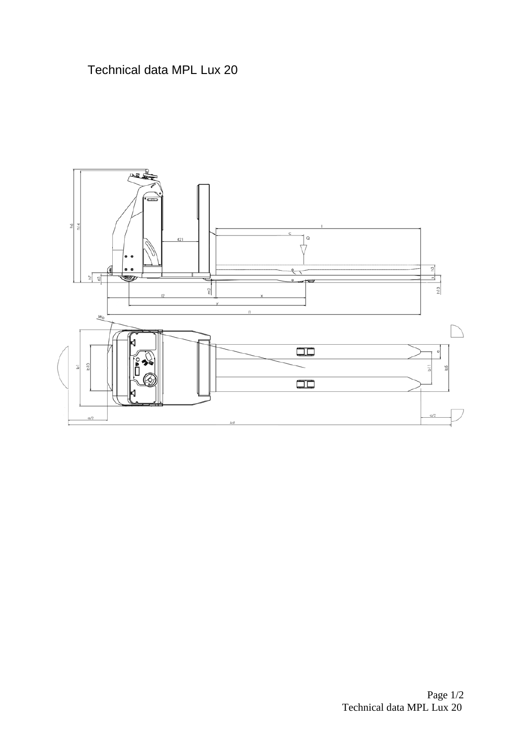# Technical data MPL Lux 20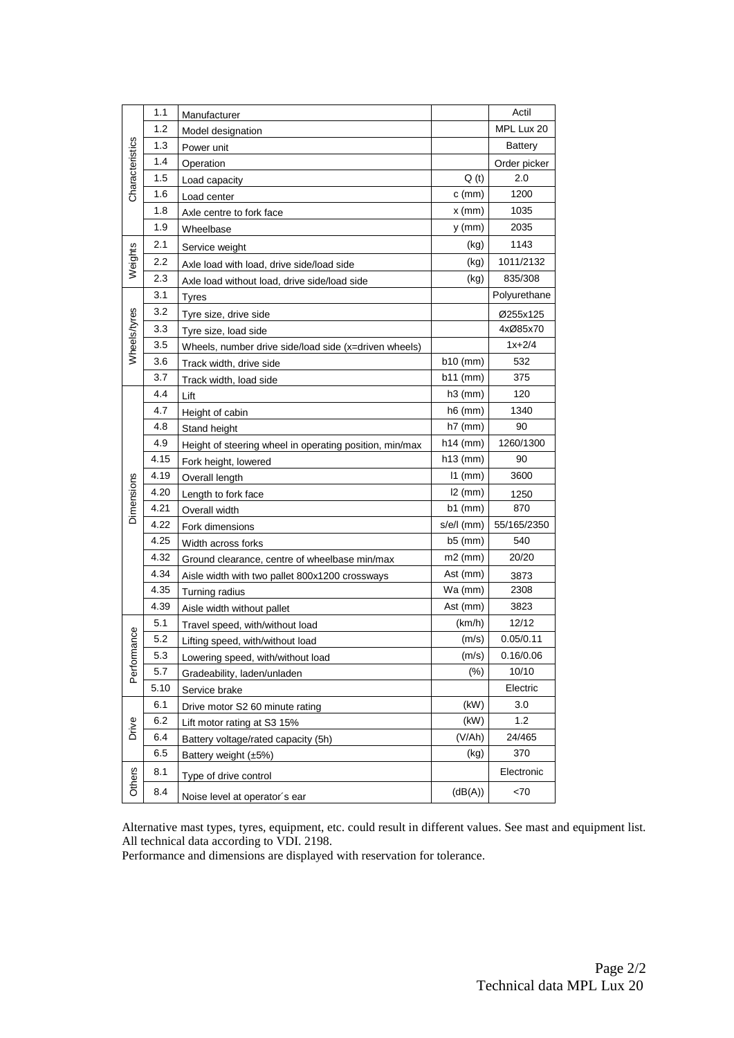| | | | | |
|---|---|---|---|---|
| Characteristics | 1.1 | Manufacturer | | Actil |
| | 1.2 | Model designation | | MPL Lux 20 |
| | 1.3 | Power unit | | Battery |
| | 1.4 | Operation | | Order picker |
| | 1.5 | Load capacity | Q (t) | 2.0 |
| | 1.6 | Load center | c (mm) | 1200 |
| | 1.8 | Axle centre to fork face | x (mm) | 1035 |
| | 1.9 | Wheelbase | y (mm) | 2035 |
| Weights | 2.1 | Service weight | (kg) | 1143 |
| | 2.2 | Axle load with load, drive side/load side | (kg) | 1011/2132 |
| | 2.3 | Axle load without load, drive side/load side | (kg) | 835/308 |
| Wheels/tyres | 3.1 | Tyres | | Polyurethane |
| | 3.2 | Tyre size, drive side | | Ø255x125 |
| | 3.3 | Tyre size, load side | | 4xØ85x70 |
| | 3.5 | Wheels, number drive side/load side (x=driven wheels) | | 1x+2/4 |
| | 3.6 | Track width, drive side | b10 (mm) | 532 |
| | 3.7 | Track width, load side | b11 (mm) | 375 |
| Dimensions | 4.4 | Lift | h3 (mm) | 120 |
| | 4.7 | Height of cabin | h6 (mm) | 1340 |
| | 4.8 | Stand height | h7 (mm) | 90 |
| | 4.9 | Height of steering wheel in operating position, min/max | h14 (mm) | 1260/1300 |
| | 4.15 | Fork height, lowered | h13 (mm) | 90 |
| | 4.19 | Overall length | l1 (mm) | 3600 |
| | 4.20 | Length to fork face | l2 (mm) | 1250 |
| | 4.21 | Overall width | b1 (mm) | 870 |
| | 4.22 | Fork dimensions | s/e/l (mm) | 55/165/2350 |
| | 4.25 | Width across forks | b5 (mm) | 540 |
| | 4.32 | Ground clearance, centre of wheelbase min/max | m2 (mm) | 20/20 |
| | 4.34 | Aisle width with two pallet 800x1200 crossways | Ast (mm) | 3873 |
| | 4.35 | Turning radius | Wa (mm) | 2308 |
| | 4.39 | Aisle width without pallet | Ast (mm) | 3823 |
| Performance | 5.1 | Travel speed, with/without load | (km/h) | 12/12 |
| | 5.2 | Lifting speed, with/without load | (m/s) | 0.05/0.11 |
| | 5.3 | Lowering speed, with/without load | (m/s) | 0.16/0.06 |
| | 5.7 | Gradeability, laden/unladen | (%) | 10/10 |
| | 5.10 | Service brake | | Electric |
| Drive | 6.1 | Drive motor S2 60 minute rating | (kW) | 3.0 |
| | 6.2 | Lift motor rating at S3 15% | (kW) | 1.2 |
| | 6.4 | Battery voltage/rated capacity (5h) | (V/Ah) | 24/465 |
| | 6.5 | Battery weight (±5%) | (kg) | 370 |
| Others | 8.1 | Type of drive control | | Electronic |
| | 8.4 | Noise level at operator´s ear | (dB(A)) | <70 |

Alternative mast types, tyres, equipment, etc. could result in different values. See mast and equipment list.
All technical data according to VDI. 2198.
Performance and dimensions are displayed with reservation for tolerance.